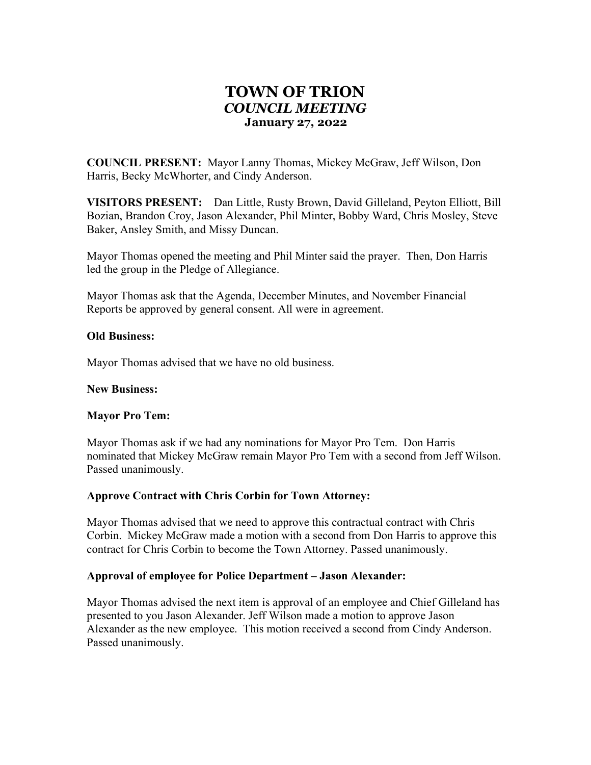# TOWN OF TRION
## *COUNCIL MEETING*
### January 27, 2022

**COUNCIL PRESENT:** Mayor Lanny Thomas, Mickey McGraw, Jeff Wilson, Don Harris, Becky McWhorter, and Cindy Anderson.

**VISITORS PRESENT:** Dan Little, Rusty Brown, David Gilleland, Peyton Elliott, Bill Bozian, Brandon Croy, Jason Alexander, Phil Minter, Bobby Ward, Chris Mosley, Steve Baker, Ansley Smith, and Missy Duncan.

Mayor Thomas opened the meeting and Phil Minter said the prayer. Then, Don Harris led the group in the Pledge of Allegiance.

Mayor Thomas ask that the Agenda, December Minutes, and November Financial Reports be approved by general consent. All were in agreement.

**Old Business:**

Mayor Thomas advised that we have no old business.

**New Business:**

**Mayor Pro Tem:**

Mayor Thomas ask if we had any nominations for Mayor Pro Tem. Don Harris nominated that Mickey McGraw remain Mayor Pro Tem with a second from Jeff Wilson. Passed unanimously.

**Approve Contract with Chris Corbin for Town Attorney:**

Mayor Thomas advised that we need to approve this contractual contract with Chris Corbin. Mickey McGraw made a motion with a second from Don Harris to approve this contract for Chris Corbin to become the Town Attorney. Passed unanimously.

**Approval of employee for Police Department – Jason Alexander:**

Mayor Thomas advised the next item is approval of an employee and Chief Gilleland has presented to you Jason Alexander. Jeff Wilson made a motion to approve Jason Alexander as the new employee. This motion received a second from Cindy Anderson. Passed unanimously.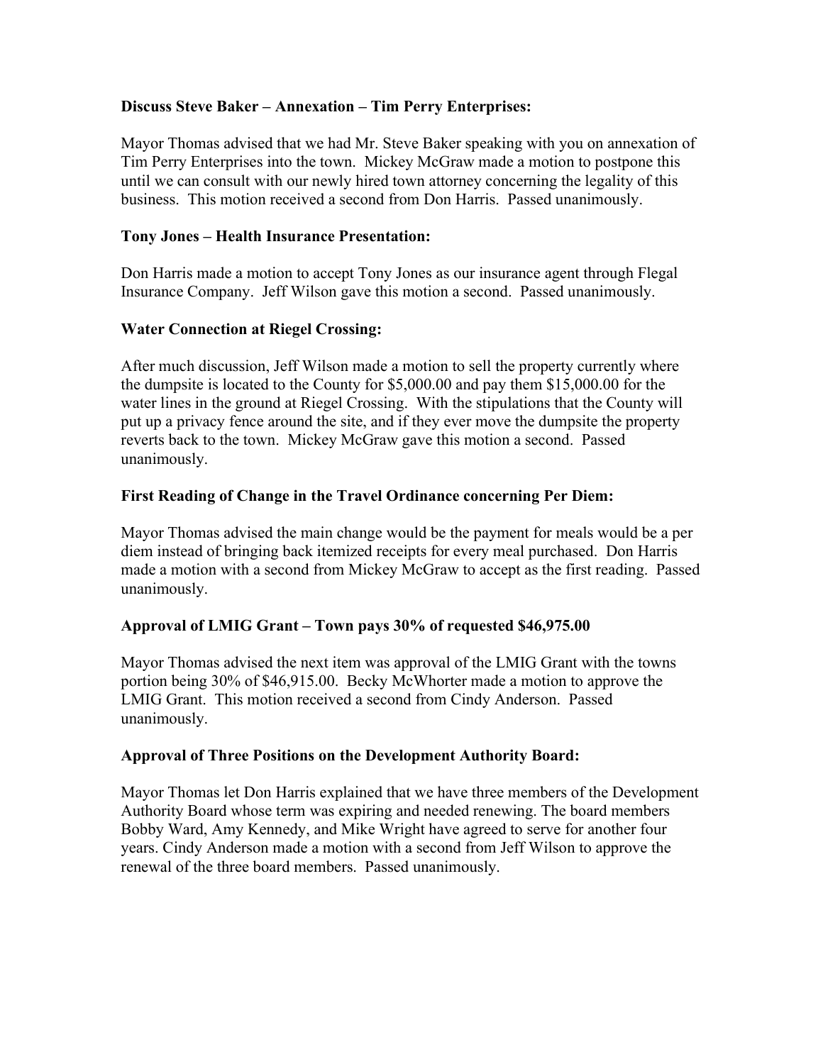**Discuss Steve Baker – Annexation – Tim Perry Enterprises:**

Mayor Thomas advised that we had Mr. Steve Baker speaking with you on annexation of Tim Perry Enterprises into the town. Mickey McGraw made a motion to postpone this until we can consult with our newly hired town attorney concerning the legality of this business. This motion received a second from Don Harris. Passed unanimously.

**Tony Jones – Health Insurance Presentation:**

Don Harris made a motion to accept Tony Jones as our insurance agent through Flegal Insurance Company. Jeff Wilson gave this motion a second. Passed unanimously.

**Water Connection at Riegel Crossing:**

After much discussion, Jeff Wilson made a motion to sell the property currently where the dumpsite is located to the County for $5,000.00 and pay them $15,000.00 for the water lines in the ground at Riegel Crossing. With the stipulations that the County will put up a privacy fence around the site, and if they ever move the dumpsite the property reverts back to the town. Mickey McGraw gave this motion a second. Passed unanimously.

**First Reading of Change in the Travel Ordinance concerning Per Diem:**

Mayor Thomas advised the main change would be the payment for meals would be a per diem instead of bringing back itemized receipts for every meal purchased. Don Harris made a motion with a second from Mickey McGraw to accept as the first reading. Passed unanimously.

**Approval of LMIG Grant – Town pays 30% of requested $46,975.00**

Mayor Thomas advised the next item was approval of the LMIG Grant with the towns portion being 30% of $46,915.00. Becky McWhorter made a motion to approve the LMIG Grant. This motion received a second from Cindy Anderson. Passed unanimously.

**Approval of Three Positions on the Development Authority Board:**

Mayor Thomas let Don Harris explained that we have three members of the Development Authority Board whose term was expiring and needed renewing. The board members Bobby Ward, Amy Kennedy, and Mike Wright have agreed to serve for another four years. Cindy Anderson made a motion with a second from Jeff Wilson to approve the renewal of the three board members. Passed unanimously.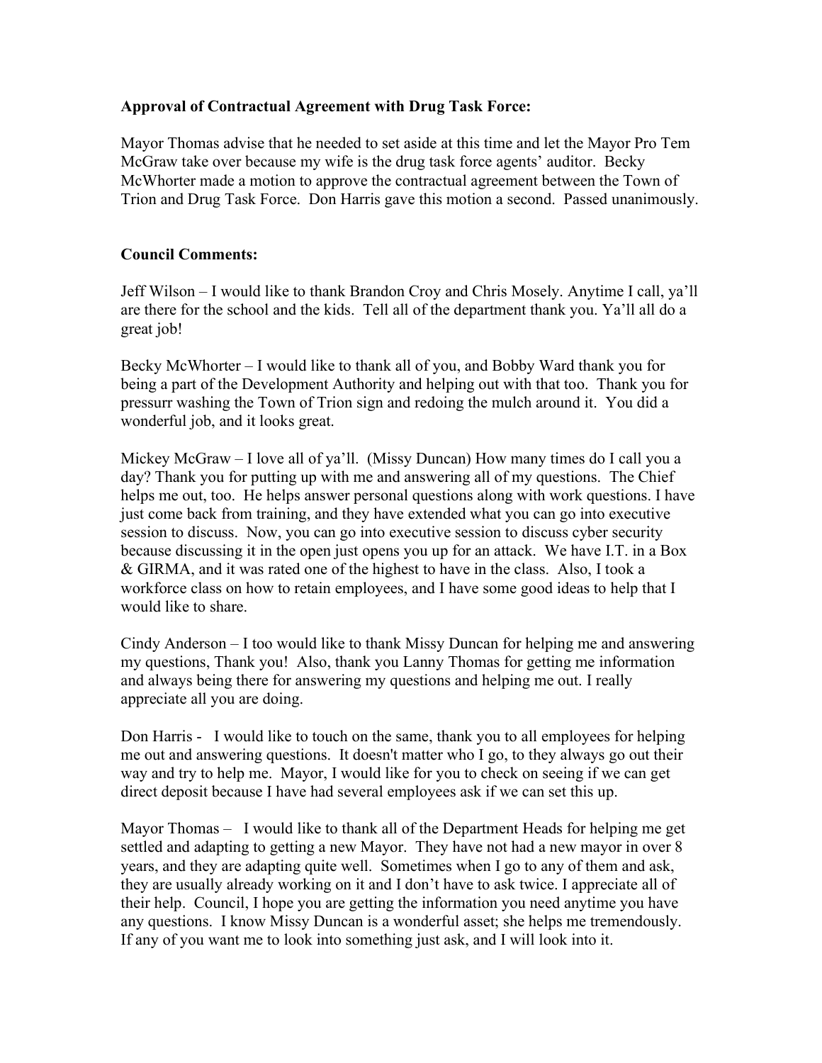**Approval of Contractual Agreement with Drug Task Force:**

Mayor Thomas advise that he needed to set aside at this time and let the Mayor Pro Tem McGraw take over because my wife is the drug task force agents' auditor. Becky McWhorter made a motion to approve the contractual agreement between the Town of Trion and Drug Task Force. Don Harris gave this motion a second. Passed unanimously.

**Council Comments:**

Jeff Wilson – I would like to thank Brandon Croy and Chris Mosely. Anytime I call, ya'll are there for the school and the kids. Tell all of the department thank you. Ya'll all do a great job!

Becky McWhorter – I would like to thank all of you, and Bobby Ward thank you for being a part of the Development Authority and helping out with that too. Thank you for pressurr washing the Town of Trion sign and redoing the mulch around it. You did a wonderful job, and it looks great.

Mickey McGraw – I love all of ya'll. (Missy Duncan) How many times do I call you a day? Thank you for putting up with me and answering all of my questions. The Chief helps me out, too. He helps answer personal questions along with work questions. I have just come back from training, and they have extended what you can go into executive session to discuss. Now, you can go into executive session to discuss cyber security because discussing it in the open just opens you up for an attack. We have I.T. in a Box & GIRMA, and it was rated one of the highest to have in the class. Also, I took a workforce class on how to retain employees, and I have some good ideas to help that I would like to share.

Cindy Anderson – I too would like to thank Missy Duncan for helping me and answering my questions, Thank you! Also, thank you Lanny Thomas for getting me information and always being there for answering my questions and helping me out. I really appreciate all you are doing.

Don Harris - I would like to touch on the same, thank you to all employees for helping me out and answering questions. It doesn't matter who I go, to they always go out their way and try to help me. Mayor, I would like for you to check on seeing if we can get direct deposit because I have had several employees ask if we can set this up.

Mayor Thomas – I would like to thank all of the Department Heads for helping me get settled and adapting to getting a new Mayor. They have not had a new mayor in over 8 years, and they are adapting quite well. Sometimes when I go to any of them and ask, they are usually already working on it and I don't have to ask twice. I appreciate all of their help. Council, I hope you are getting the information you need anytime you have any questions. I know Missy Duncan is a wonderful asset; she helps me tremendously. If any of you want me to look into something just ask, and I will look into it.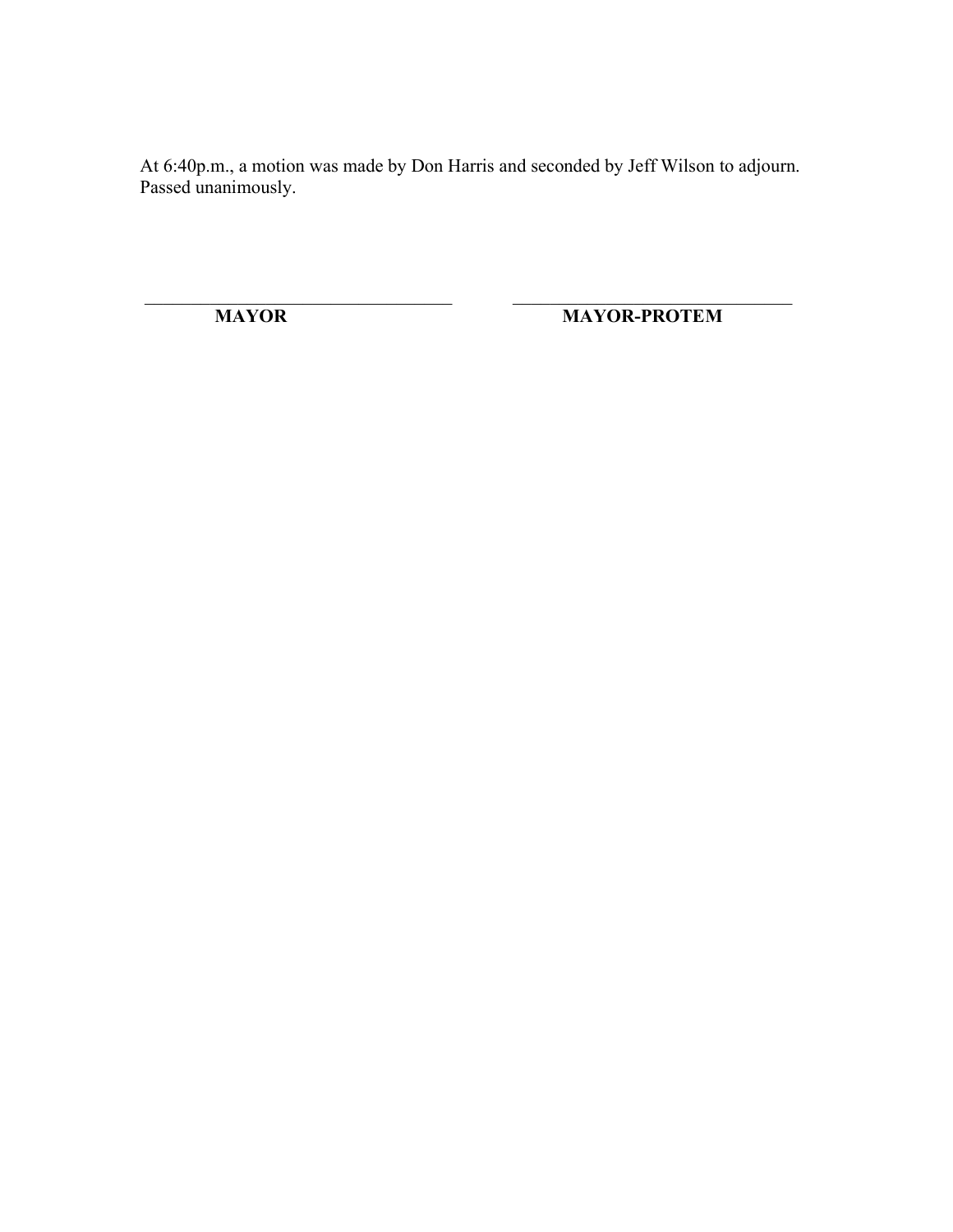At 6:40p.m., a motion was made by Don Harris and seconded by Jeff Wilson to adjourn. Passed unanimously.

\_\_\_\_\_\_\_\_\_\_\_\_\_\_\_\_\_\_\_\_\_\_\_\_\_\_\_\_\_\_\_\_\_\_\_\_ \_\_\_\_\_\_\_\_\_\_\_\_\_\_\_\_\_\_\_\_\_\_\_\_\_\_\_\_\_\_\_\_\_\_\_\_

**MAYOR** **MAYOR-PROTEM**